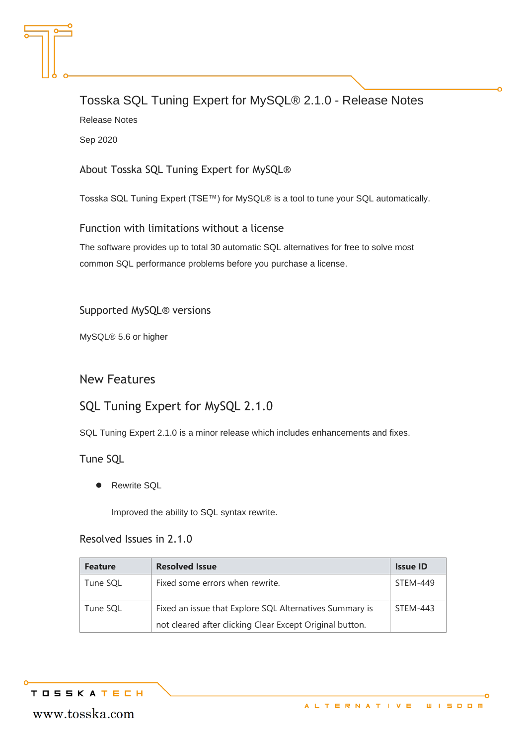# Tosska SQL Tuning Expert for MySQL® 2.1.0 - Release Notes

Release Notes

Sep 2020

## About Tosska SQL Tuning Expert for MySQL®

Tosska SQL Tuning Expert (TSE™) for MySQL® is a tool to tune your SQL automatically.

## Function with limitations without a license

The software provides up to total 30 automatic SQL alternatives for free to solve most common SQL performance problems before you purchase a license.

## Supported MySQL® versions

MySQL® 5.6 or higher

## New Features

## SQL Tuning Expert for MySQL 2.1.0

SQL Tuning Expert 2.1.0 is a minor release which includes enhancements and fixes.

### Tune SQL

- Rewrite SQL

  Improved the ability to SQL syntax rewrite.

### Resolved Issues in 2.1.0

| Feature | Resolved Issue | Issue ID |
|---|---|---|
| Tune SQL | Fixed some errors when rewrite. | STEM-449 |
| Tune SQL | Fixed an issue that Explore SQL Alternatives Summary is not cleared after clicking Clear Except Original button. | STEM-443 |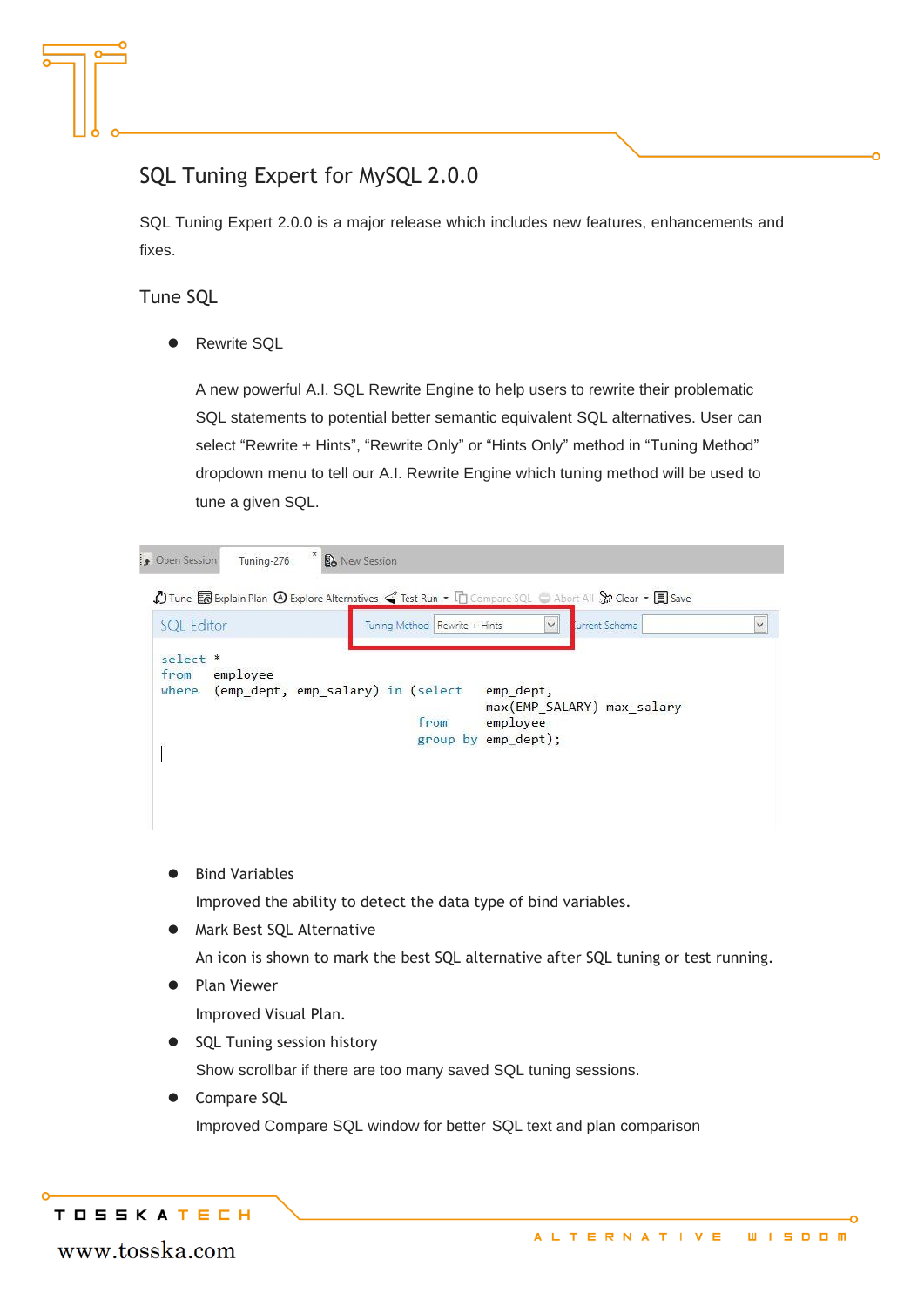## SQL Tuning Expert for MySQL 2.0.0

SQL Tuning Expert 2.0.0 is a major release which includes new features, enhancements and fixes.

### Tune SQL

- Rewrite SQL

  A new powerful A.I. SQL Rewrite Engine to help users to rewrite their problematic SQL statements to potential better semantic equivalent SQL alternatives. User can select “Rewrite + Hints”, “Rewrite Only” or “Hints Only” method in “Tuning Method” dropdown menu to tell our A.I. Rewrite Engine which tuning method will be used to tune a given SQL.

- Bind Variables

  Improved the ability to detect the data type of bind variables.

- Mark Best SQL Alternative

  An icon is shown to mark the best SQL alternative after SQL tuning or test running.

- Plan Viewer

  Improved Visual Plan.

- SQL Tuning session history

  Show scrollbar if there are too many saved SQL tuning sessions.

- Compare SQL

  Improved Compare SQL window for better SQL text and plan comparison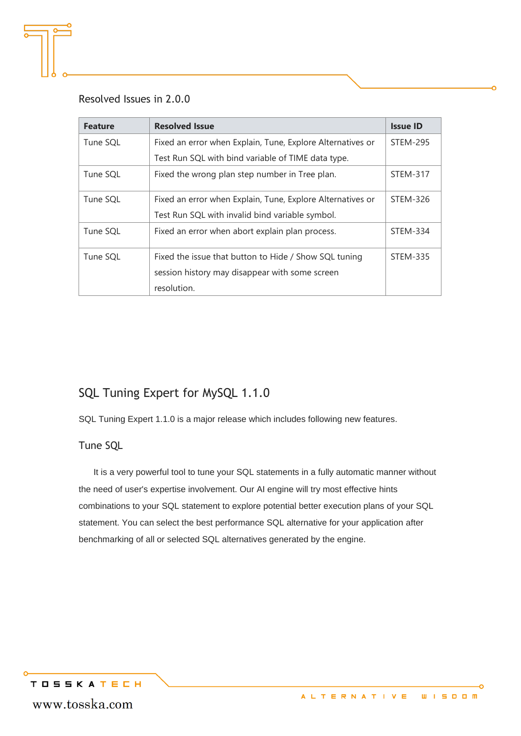### Resolved Issues in 2.0.0

| Feature | Resolved Issue | Issue ID |
| --- | --- | --- |
| Tune SQL | Fixed an error when Explain, Tune, Explore Alternatives or Test Run SQL with bind variable of TIME data type. | STEM-295 |
| Tune SQL | Fixed the wrong plan step number in Tree plan. | STEM-317 |
| Tune SQL | Fixed an error when Explain, Tune, Explore Alternatives or Test Run SQL with invalid bind variable symbol. | STEM-326 |
| Tune SQL | Fixed an error when abort explain plan process. | STEM-334 |
| Tune SQL | Fixed the issue that button to Hide / Show SQL tuning session history may disappear with some screen resolution. | STEM-335 |

## SQL Tuning Expert for MySQL 1.1.0

SQL Tuning Expert 1.1.0 is a major release which includes following new features.

### Tune SQL

It is a very powerful tool to tune your SQL statements in a fully automatic manner without the need of user's expertise involvement. Our AI engine will try most effective hints combinations to your SQL statement to explore potential better execution plans of your SQL statement. You can select the best performance SQL alternative for your application after benchmarking of all or selected SQL alternatives generated by the engine.